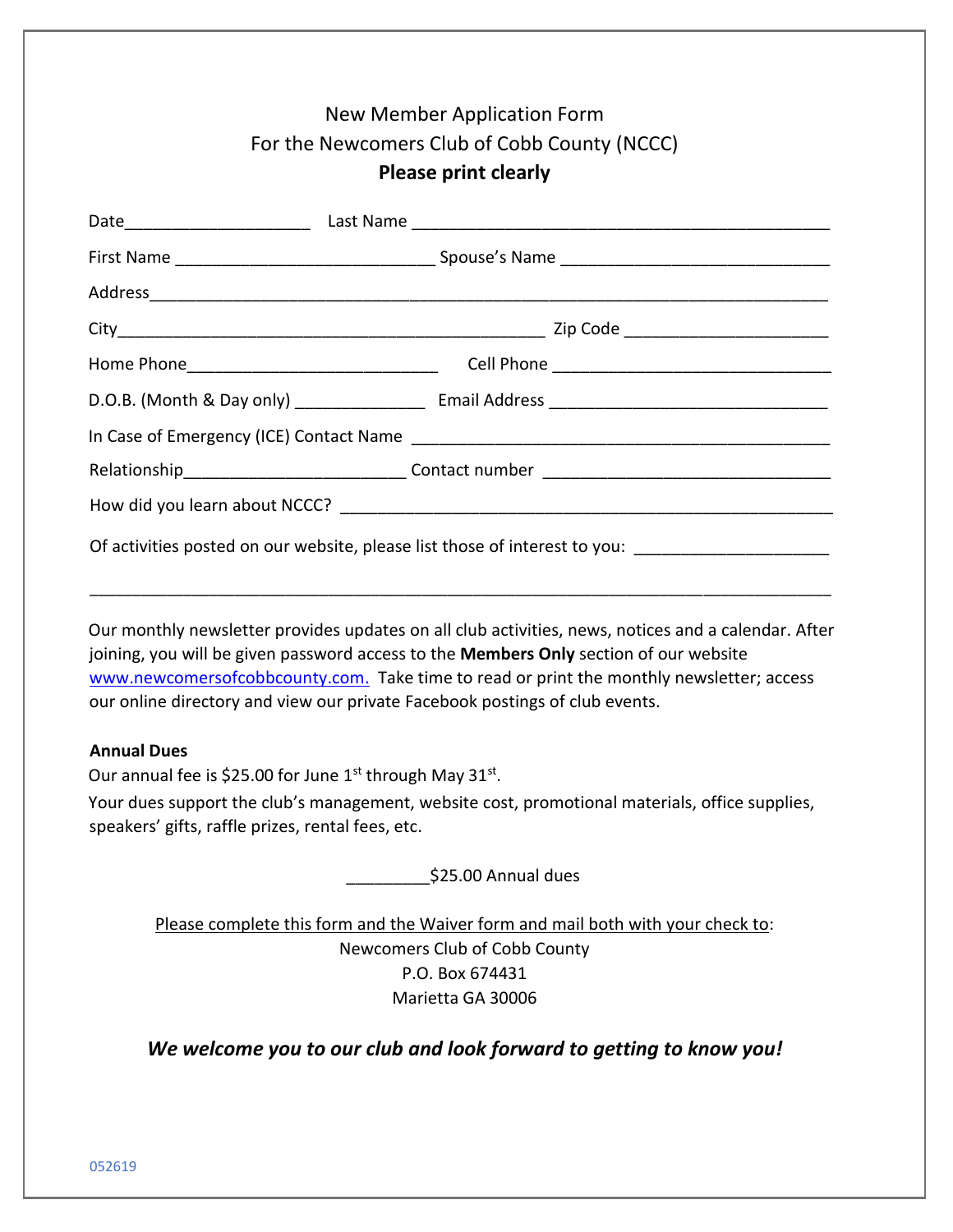# New Member Application Form
# For the Newcomers Club of Cobb County (NCCC)
## **Please print clearly**

Date____________________ Last Name _____________________________________________

First Name ____________________________ Spouse's Name _____________________________

Address___________________________________________________________________________

City______________________________________________ Zip Code ______________________

Home Phone___________________________ Cell Phone ______________________________

D.O.B. (Month & Day only) ______________ Email Address ______________________________

In Case of Emergency (ICE) Contact Name ______________________________________________

Relationship_______________________ Contact number _______________________________

How did you learn about NCCC? ____________________________________________________

Of activities posted on our website, please list those of interest to you: _____________________

_________________________________________________________________________________

Our monthly newsletter provides updates on all club activities, news, notices and a calendar. After joining, you will be given password access to the **Members Only** section of our website www.newcomersofcobbcounty.com. Take time to read or print the monthly newsletter; access our online directory and view our private Facebook postings of club events.

**Annual Dues**

Our annual fee is $25.00 for June 1st through May 31st.

Your dues support the club's management, website cost, promotional materials, office supplies, speakers' gifts, raffle prizes, rental fees, etc.

_________$25.00 Annual dues

Please complete this form and the Waiver form and mail both with your check to:

Newcomers Club of Cobb County
P.O. Box 674431
Marietta GA 30006

***We welcome you to our club and look forward to getting to know you!***

052619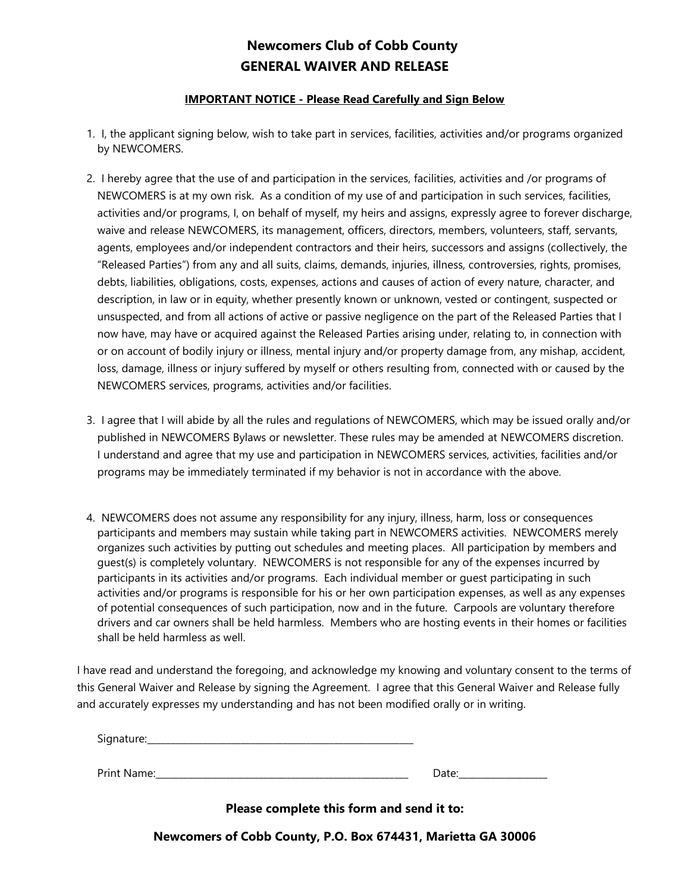# Newcomers Club of Cobb County
# GENERAL WAIVER AND RELEASE

**IMPORTANT NOTICE - Please Read Carefully and Sign Below**

1. I, the applicant signing below, wish to take part in services, facilities, activities and/or programs organized by NEWCOMERS.

2. I hereby agree that the use of and participation in the services, facilities, activities and /or programs of NEWCOMERS is at my own risk. As a condition of my use of and participation in such services, facilities, activities and/or programs, I, on behalf of myself, my heirs and assigns, expressly agree to forever discharge, waive and release NEWCOMERS, its management, officers, directors, members, volunteers, staff, servants, agents, employees and/or independent contractors and their heirs, successors and assigns (collectively, the "Released Parties") from any and all suits, claims, demands, injuries, illness, controversies, rights, promises, debts, liabilities, obligations, costs, expenses, actions and causes of action of every nature, character, and description, in law or in equity, whether presently known or unknown, vested or contingent, suspected or unsuspected, and from all actions of active or passive negligence on the part of the Released Parties that I now have, may have or acquired against the Released Parties arising under, relating to, in connection with or on account of bodily injury or illness, mental injury and/or property damage from, any mishap, accident, loss, damage, illness or injury suffered by myself or others resulting from, connected with or caused by the NEWCOMERS services, programs, activities and/or facilities.

3. I agree that I will abide by all the rules and regulations of NEWCOMERS, which may be issued orally and/or published in NEWCOMERS Bylaws or newsletter. These rules may be amended at NEWCOMERS discretion. I understand and agree that my use and participation in NEWCOMERS services, activities, facilities and/or programs may be immediately terminated if my behavior is not in accordance with the above.

4. NEWCOMERS does not assume any responsibility for any injury, illness, harm, loss or consequences participants and members may sustain while taking part in NEWCOMERS activities. NEWCOMERS merely organizes such activities by putting out schedules and meeting places. All participation by members and guest(s) is completely voluntary. NEWCOMERS is not responsible for any of the expenses incurred by participants in its activities and/or programs. Each individual member or guest participating in such activities and/or programs is responsible for his or her own participation expenses, as well as any expenses of potential consequences of such participation, now and in the future. Carpools are voluntary therefore drivers and car owners shall be held harmless. Members who are hosting events in their homes or facilities shall be held harmless as well.

I have read and understand the foregoing, and acknowledge my knowing and voluntary consent to the terms of this General Waiver and Release by signing the Agreement. I agree that this General Waiver and Release fully and accurately expresses my understanding and has not been modified orally or in writing.

Signature:______________________________________________

Print Name:____________________________________________ Date:________________

**Please complete this form and send it to:**

**Newcomers of Cobb County, P.O. Box 674431, Marietta GA 30006**